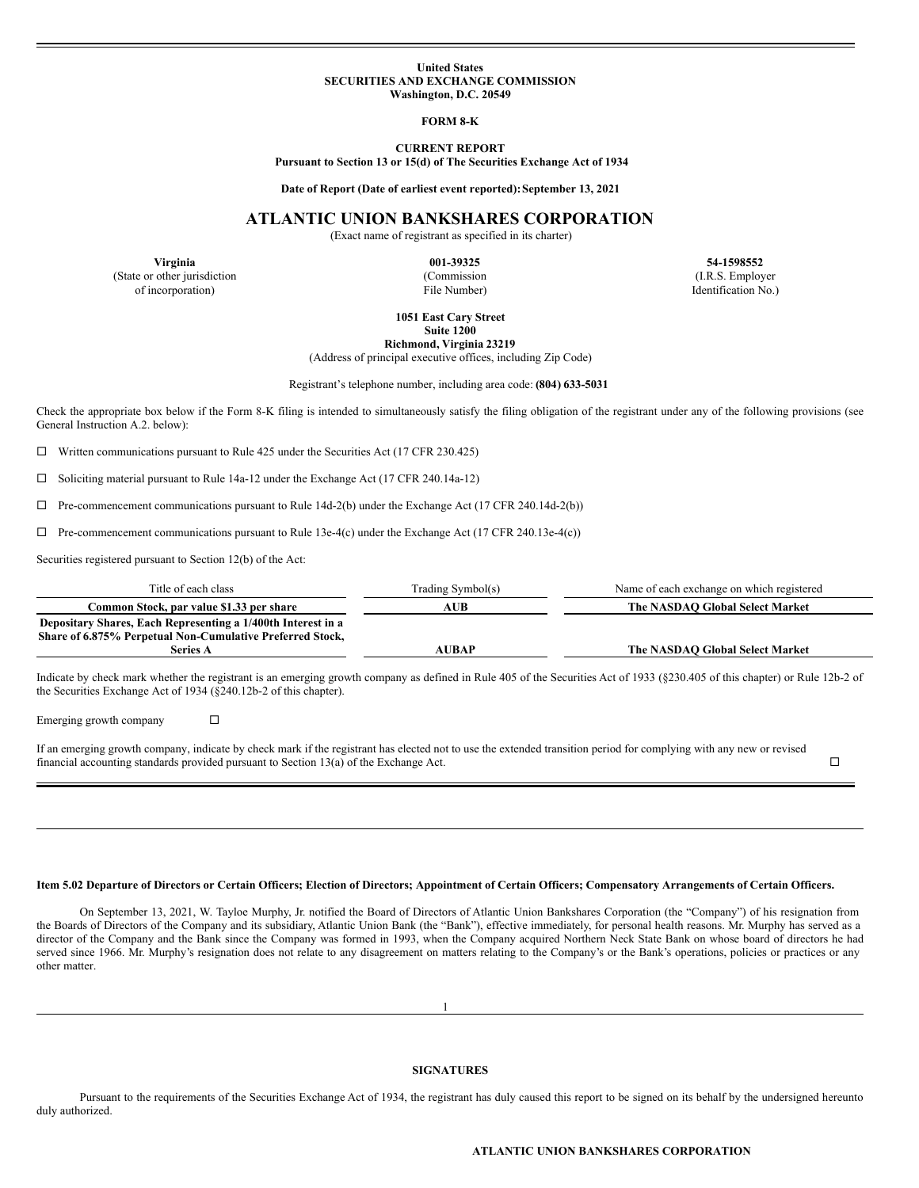**United States**
**SECURITIES AND EXCHANGE COMMISSION**
**Washington, D.C. 20549**

**FORM 8-K**

**CURRENT REPORT**
**Pursuant to Section 13 or 15(d) of The Securities Exchange Act of 1934**

**Date of Report (Date of earliest event reported): September 13, 2021**

# ATLANTIC UNION BANKSHARES CORPORATION

(Exact name of registrant as specified in its charter)

| **Virginia** | **001-39325** | **54-1598552** |
|---|---|---|
| (State or other jurisdiction of incorporation) | (Commission File Number) | (I.R.S. Employer Identification No.) |

**1051 East Cary Street**
**Suite 1200**
**Richmond, Virginia 23219**
(Address of principal executive offices, including Zip Code)

Registrant's telephone number, including area code: **(804) 633-5031**

Check the appropriate box below if the Form 8-K filing is intended to simultaneously satisfy the filing obligation of the registrant under any of the following provisions (see General Instruction A.2. below):

☐ Written communications pursuant to Rule 425 under the Securities Act (17 CFR 230.425)

☐ Soliciting material pursuant to Rule 14a-12 under the Exchange Act (17 CFR 240.14a-12)

☐ Pre-commencement communications pursuant to Rule 14d-2(b) under the Exchange Act (17 CFR 240.14d-2(b))

☐ Pre-commencement communications pursuant to Rule 13e-4(c) under the Exchange Act (17 CFR 240.13e-4(c))

Securities registered pursuant to Section 12(b) of the Act:

| Title of each class | Trading Symbol(s) | Name of each exchange on which registered |
|---|---|---|
| **Common Stock, par value $1.33 per share** | **AUB** | **The NASDAQ Global Select Market** |
| **Depositary Shares, Each Representing a 1/400th Interest in a Share of 6.875% Perpetual Non-Cumulative Preferred Stock, Series A** | **AUBAP** | **The NASDAQ Global Select Market** |

Indicate by check mark whether the registrant is an emerging growth company as defined in Rule 405 of the Securities Act of 1933 (§230.405 of this chapter) or Rule 12b-2 of the Securities Exchange Act of 1934 (§240.12b-2 of this chapter).

Emerging growth company ☐

If an emerging growth company, indicate by check mark if the registrant has elected not to use the extended transition period for complying with any new or revised financial accounting standards provided pursuant to Section 13(a) of the Exchange Act. ☐

**Item 5.02 Departure of Directors or Certain Officers; Election of Directors; Appointment of Certain Officers; Compensatory Arrangements of Certain Officers.**

On September 13, 2021, W. Tayloe Murphy, Jr. notified the Board of Directors of Atlantic Union Bankshares Corporation (the "Company") of his resignation from the Boards of Directors of the Company and its subsidiary, Atlantic Union Bank (the "Bank"), effective immediately, for personal health reasons. Mr. Murphy has served as a director of the Company and the Bank since the Company was formed in 1993, when the Company acquired Northern Neck State Bank on whose board of directors he had served since 1966. Mr. Murphy's resignation does not relate to any disagreement on matters relating to the Company's or the Bank's operations, policies or practices or any other matter.

**SIGNATURES**

Pursuant to the requirements of the Securities Exchange Act of 1934, the registrant has duly caused this report to be signed on its behalf by the undersigned hereunto duly authorized.

**ATLANTIC UNION BANKSHARES CORPORATION**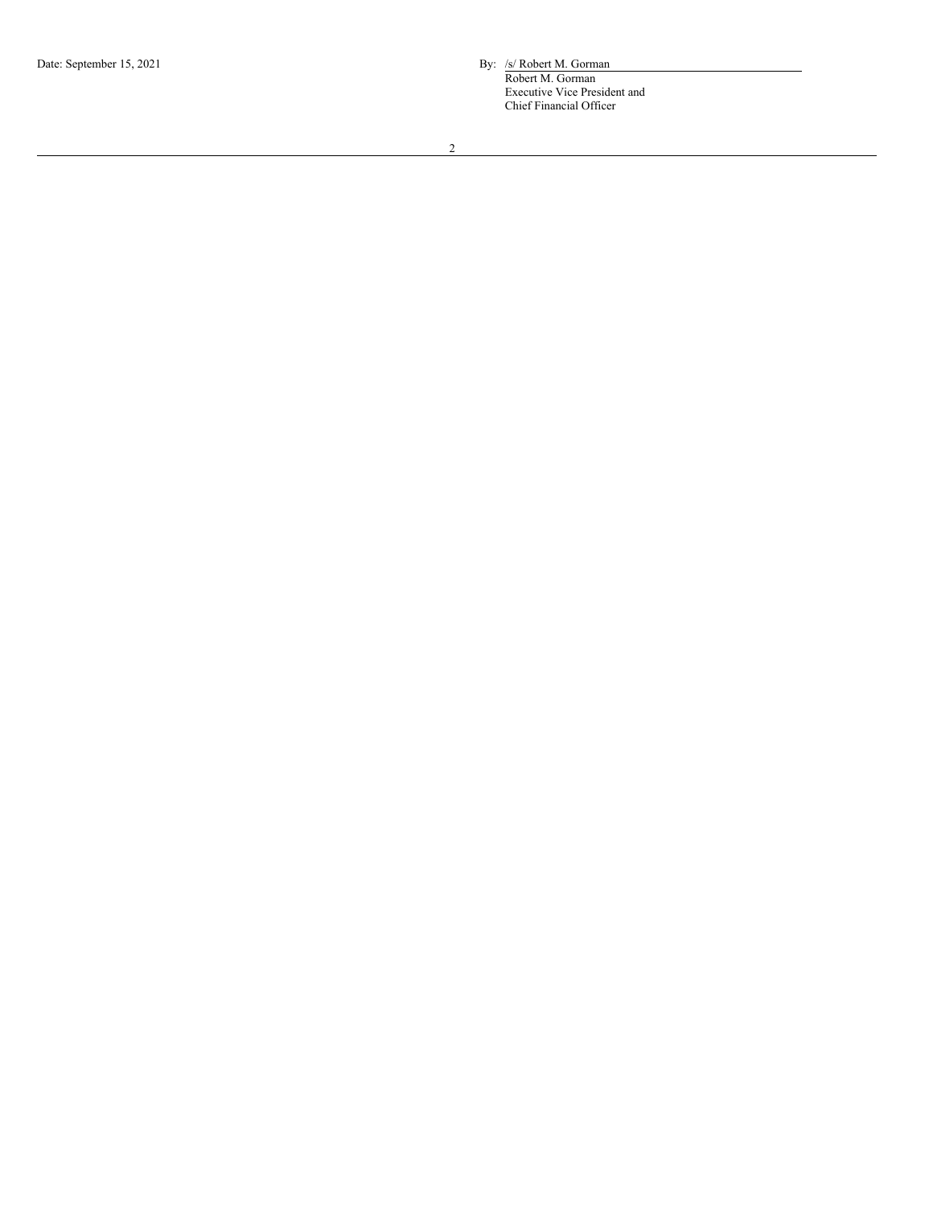Date: September 15, 2021

By: /s/ Robert M. Gorman
Robert M. Gorman
Executive Vice President and
Chief Financial Officer